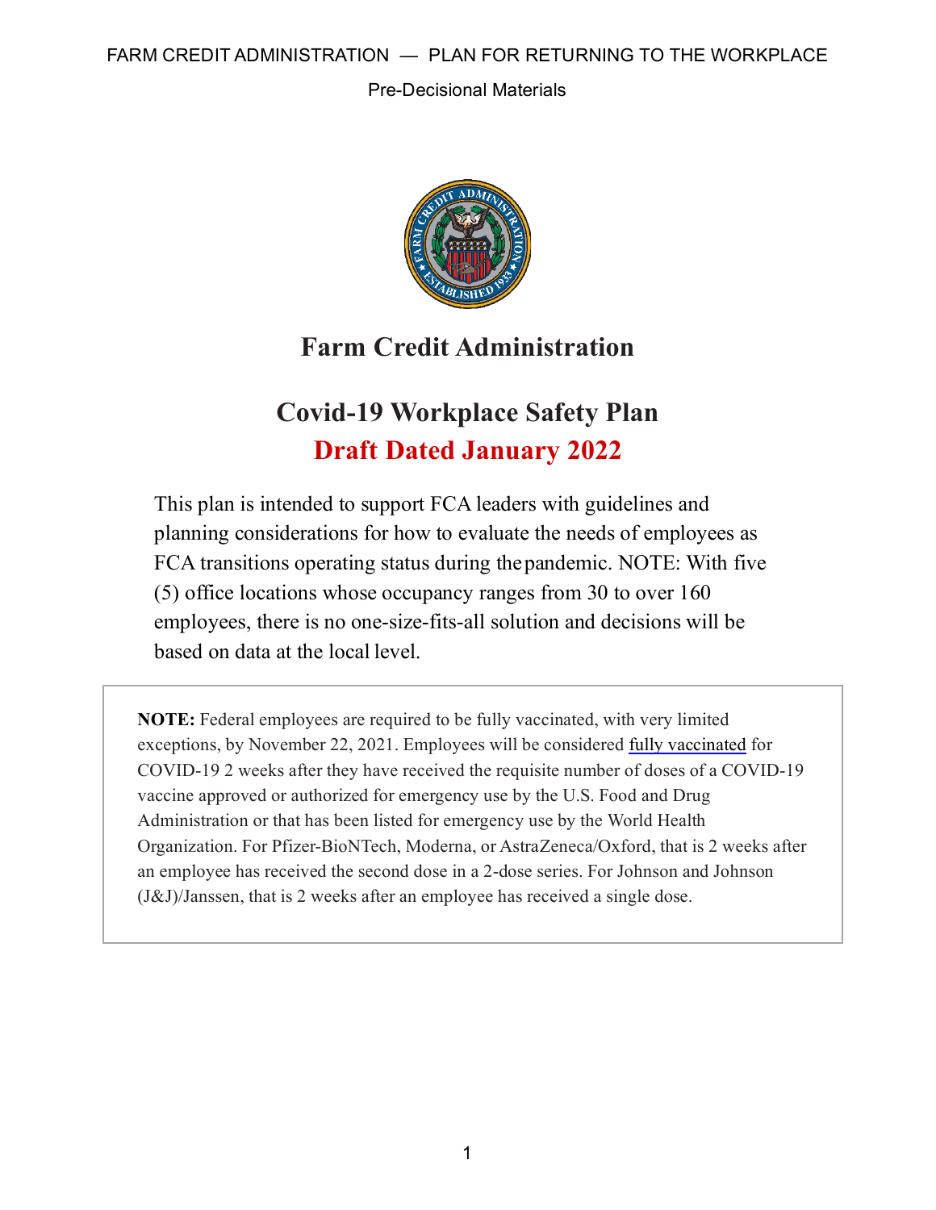# Farm Credit Administration

## Covid-19 Workplace Safety Plan

## Draft Dated January 2022

This plan is intended to support FCA leaders with guidelines and planning considerations for how to evaluate the needs of employees as FCA transitions operating status during the pandemic. NOTE: With five (5) office locations whose occupancy ranges from 30 to over 160 employees, there is no one-size-fits-all solution and decisions will be based on data at the local level.

**NOTE:** Federal employees are required to be fully vaccinated, with very limited exceptions, by November 22, 2021. Employees will be considered fully vaccinated for COVID-19 2 weeks after they have received the requisite number of doses of a COVID-19 vaccine approved or authorized for emergency use by the U.S. Food and Drug Administration or that has been listed for emergency use by the World Health Organization. For Pfizer-BioNTech, Moderna, or AstraZeneca/Oxford, that is 2 weeks after an employee has received the second dose in a 2-dose series. For Johnson and Johnson (J&J)/Janssen, that is 2 weeks after an employee has received a single dose.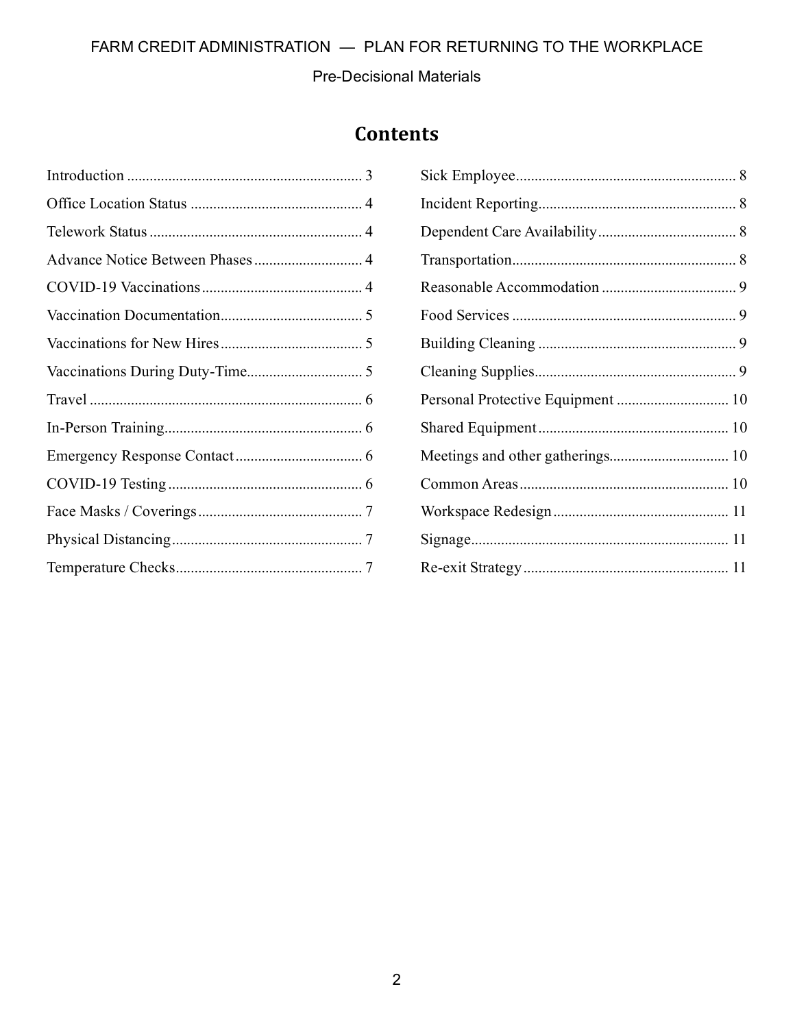# Contents

- Introduction ... 3
- Office Location Status ... 4
- Telework Status ... 4
- Advance Notice Between Phases ... 4
- COVID-19 Vaccinations ... 4
- Vaccination Documentation ... 5
- Vaccinations for New Hires ... 5
- Vaccinations During Duty-Time ... 5
- Travel ... 6
- In-Person Training ... 6
- Emergency Response Contact ... 6
- COVID-19 Testing ... 6
- Face Masks / Coverings ... 7
- Physical Distancing ... 7
- Temperature Checks ... 7
- Sick Employee ... 8
- Incident Reporting ... 8
- Dependent Care Availability ... 8
- Transportation ... 8
- Reasonable Accommodation ... 9
- Food Services ... 9
- Building Cleaning ... 9
- Cleaning Supplies ... 9
- Personal Protective Equipment ... 10
- Shared Equipment ... 10
- Meetings and other gatherings ... 10
- Common Areas ... 10
- Workspace Redesign ... 11
- Signage ... 11
- Re-exit Strategy ... 11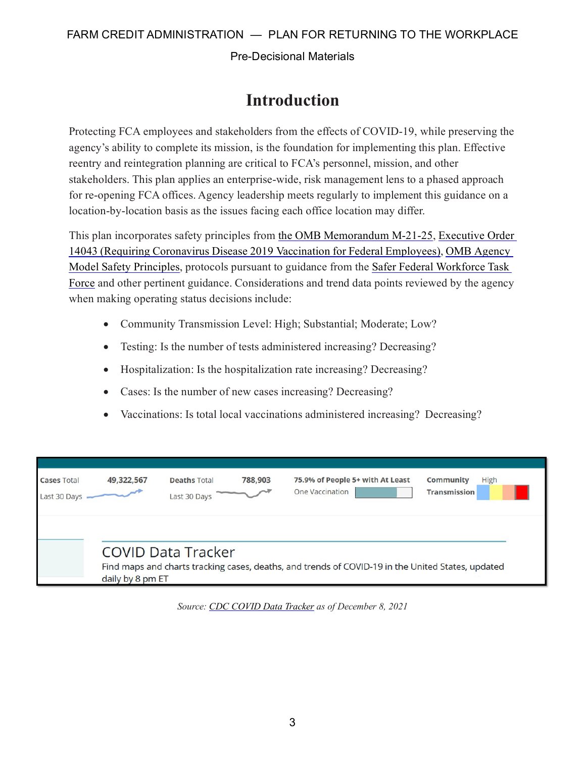# Introduction

Protecting FCA employees and stakeholders from the effects of COVID-19, while preserving the agency's ability to complete its mission, is the foundation for implementing this plan. Effective reentry and reintegration planning are critical to FCA's personnel, mission, and other stakeholders. This plan applies an enterprise-wide, risk management lens to a phased approach for re-opening FCA offices. Agency leadership meets regularly to implement this guidance on a location-by-location basis as the issues facing each office location may differ.

This plan incorporates safety principles from the OMB Memorandum M-21-25, Executive Order 14043 (Requiring Coronavirus Disease 2019 Vaccination for Federal Employees), OMB Agency Model Safety Principles, protocols pursuant to guidance from the Safer Federal Workforce Task Force and other pertinent guidance. Considerations and trend data points reviewed by the agency when making operating status decisions include:

- Community Transmission Level: High; Substantial; Moderate; Low?
- Testing: Is the number of tests administered increasing? Decreasing?
- Hospitalization: Is the hospitalization rate increasing? Decreasing?
- Cases: Is the number of new cases increasing? Decreasing?
- Vaccinations: Is total local vaccinations administered increasing? Decreasing?

Cases Total 49,322,567 Last 30 Days | Deaths Total 788,903 Last 30 Days | 75.9% of People 5+ with At Least One Vaccination | Community Transmission High

COVID Data Tracker

Find maps and charts tracking cases, deaths, and trends of COVID-19 in the United States, updated daily by 8 pm ET

*Source: CDC COVID Data Tracker as of December 8, 2021*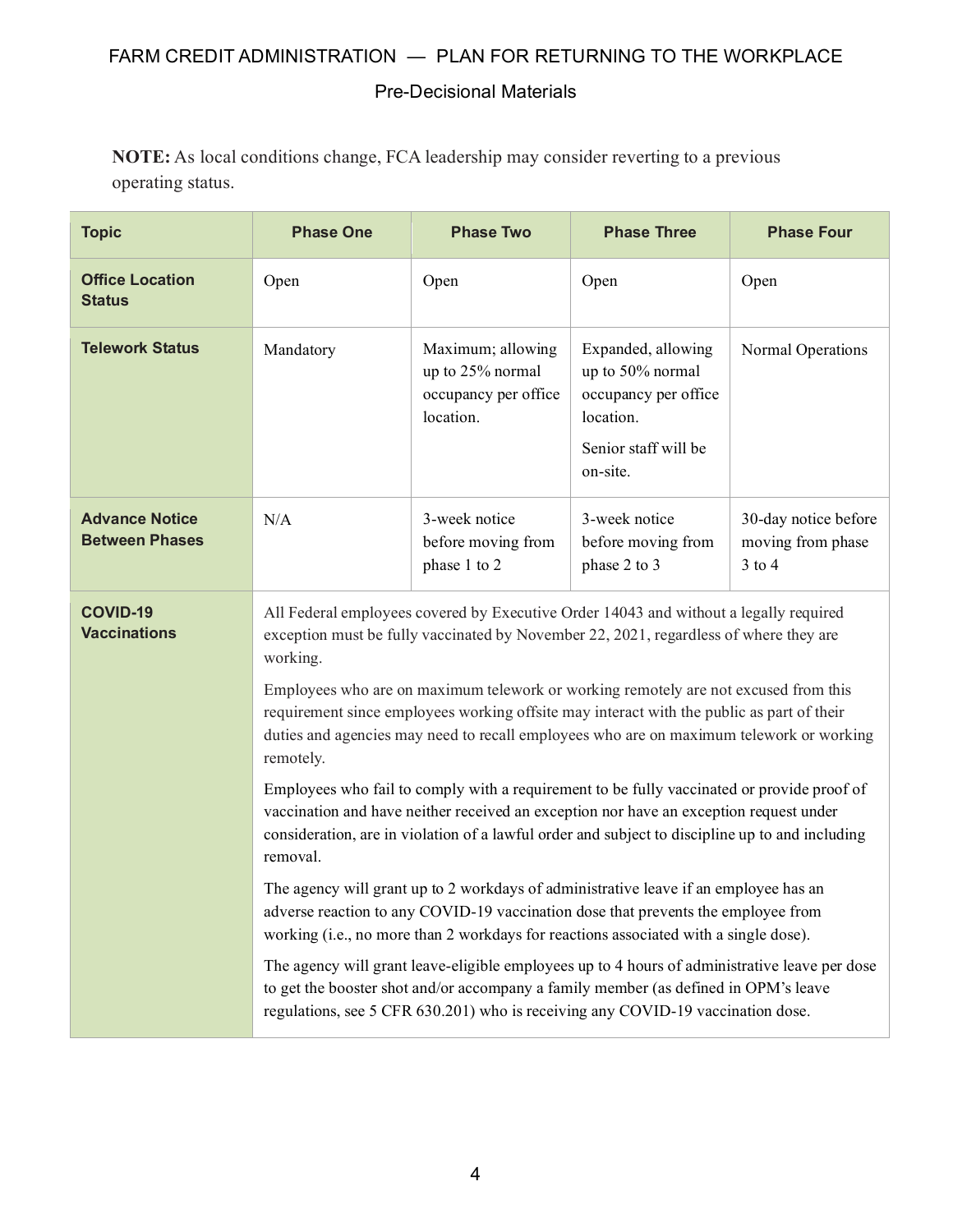**NOTE:** As local conditions change, FCA leadership may consider reverting to a previous operating status.

| Topic | Phase One | Phase Two | Phase Three | Phase Four |
|---|---|---|---|---|
| **Office Location Status** | Open | Open | Open | Open |
| **Telework Status** | Mandatory | Maximum; allowing up to 25% normal occupancy per office location. | Expanded, allowing up to 50% normal occupancy per office location.<br><br>Senior staff will be on-site. | Normal Operations |
| **Advance Notice Between Phases** | N/A | 3-week notice before moving from phase 1 to 2 | 3-week notice before moving from phase 2 to 3 | 30-day notice before moving from phase 3 to 4 |
| **COVID-19 Vaccinations** | All Federal employees covered by Executive Order 14043 and without a legally required exception must be fully vaccinated by November 22, 2021, regardless of where they are working.<br><br>Employees who are on maximum telework or working remotely are not excused from this requirement since employees working offsite may interact with the public as part of their duties and agencies may need to recall employees who are on maximum telework or working remotely.<br><br>Employees who fail to comply with a requirement to be fully vaccinated or provide proof of vaccination and have neither received an exception nor have an exception request under consideration, are in violation of a lawful order and subject to discipline up to and including removal.<br><br>The agency will grant up to 2 workdays of administrative leave if an employee has an adverse reaction to any COVID-19 vaccination dose that prevents the employee from working (i.e., no more than 2 workdays for reactions associated with a single dose).<br><br>The agency will grant leave-eligible employees up to 4 hours of administrative leave per dose to get the booster shot and/or accompany a family member (as defined in OPM's leave regulations, see 5 CFR 630.201) who is receiving any COVID-19 vaccination dose. | | | |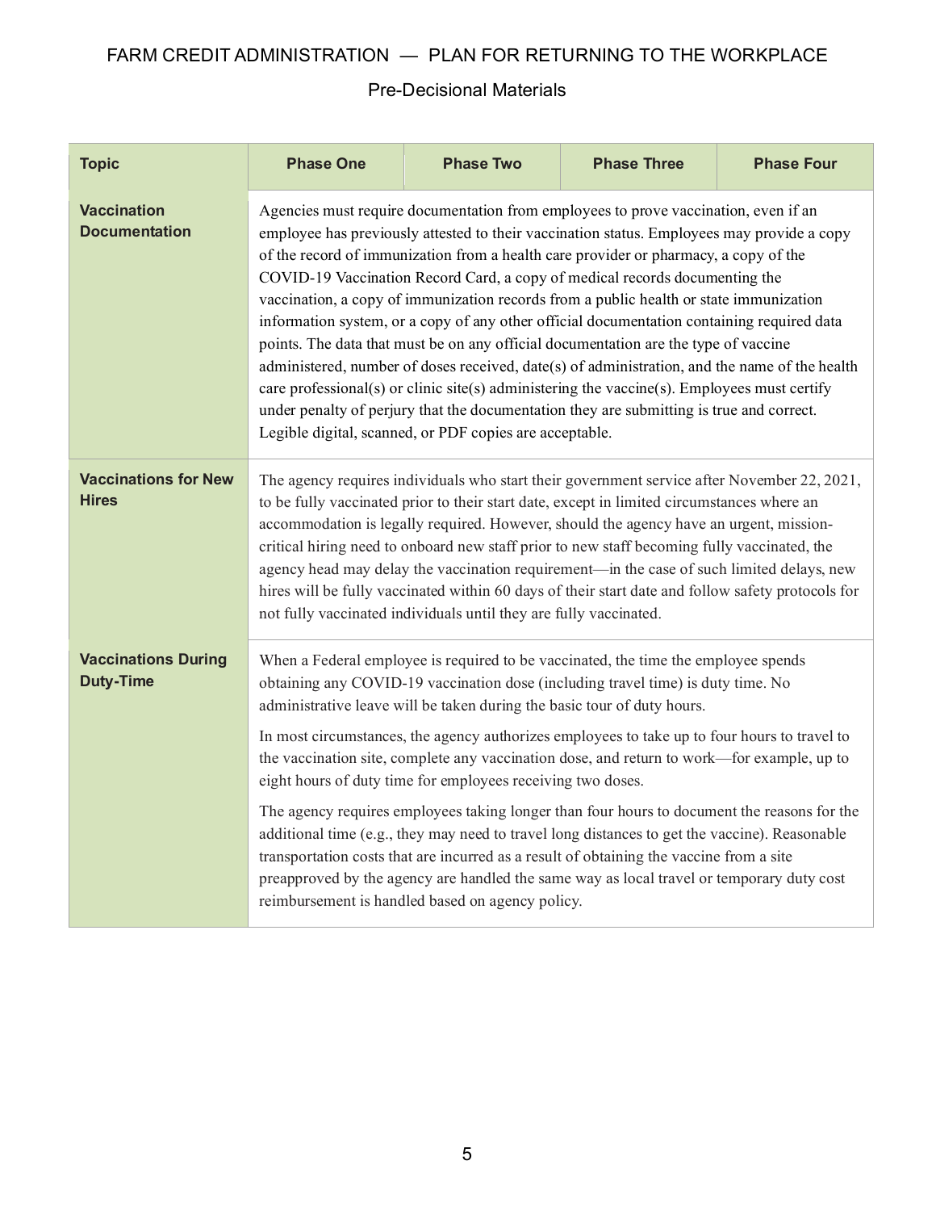| Topic | Phase One | Phase Two | Phase Three | Phase Four |
| --- | --- | --- | --- | --- |
| **Vaccination Documentation** | Agencies must require documentation from employees to prove vaccination, even if an employee has previously attested to their vaccination status. Employees may provide a copy of the record of immunization from a health care provider or pharmacy, a copy of the COVID-19 Vaccination Record Card, a copy of medical records documenting the vaccination, a copy of immunization records from a public health or state immunization information system, or a copy of any other official documentation containing required data points. The data that must be on any official documentation are the type of vaccine administered, number of doses received, date(s) of administration, and the name of the health care professional(s) or clinic site(s) administering the vaccine(s). Employees must certify under penalty of perjury that the documentation they are submitting is true and correct. Legible digital, scanned, or PDF copies are acceptable. | | | |
| **Vaccinations for New Hires** | The agency requires individuals who start their government service after November 22, 2021, to be fully vaccinated prior to their start date, except in limited circumstances where an accommodation is legally required. However, should the agency have an urgent, mission-critical hiring need to onboard new staff prior to new staff becoming fully vaccinated, the agency head may delay the vaccination requirement—in the case of such limited delays, new hires will be fully vaccinated within 60 days of their start date and follow safety protocols for not fully vaccinated individuals until they are fully vaccinated. | | | |
| **Vaccinations During Duty-Time** | When a Federal employee is required to be vaccinated, the time the employee spends obtaining any COVID-19 vaccination dose (including travel time) is duty time. No administrative leave will be taken during the basic tour of duty hours.<br><br>In most circumstances, the agency authorizes employees to take up to four hours to travel to the vaccination site, complete any vaccination dose, and return to work—for example, up to eight hours of duty time for employees receiving two doses.<br><br>The agency requires employees taking longer than four hours to document the reasons for the additional time (e.g., they may need to travel long distances to get the vaccine). Reasonable transportation costs that are incurred as a result of obtaining the vaccine from a site preapproved by the agency are handled the same way as local travel or temporary duty cost reimbursement is handled based on agency policy. | | | |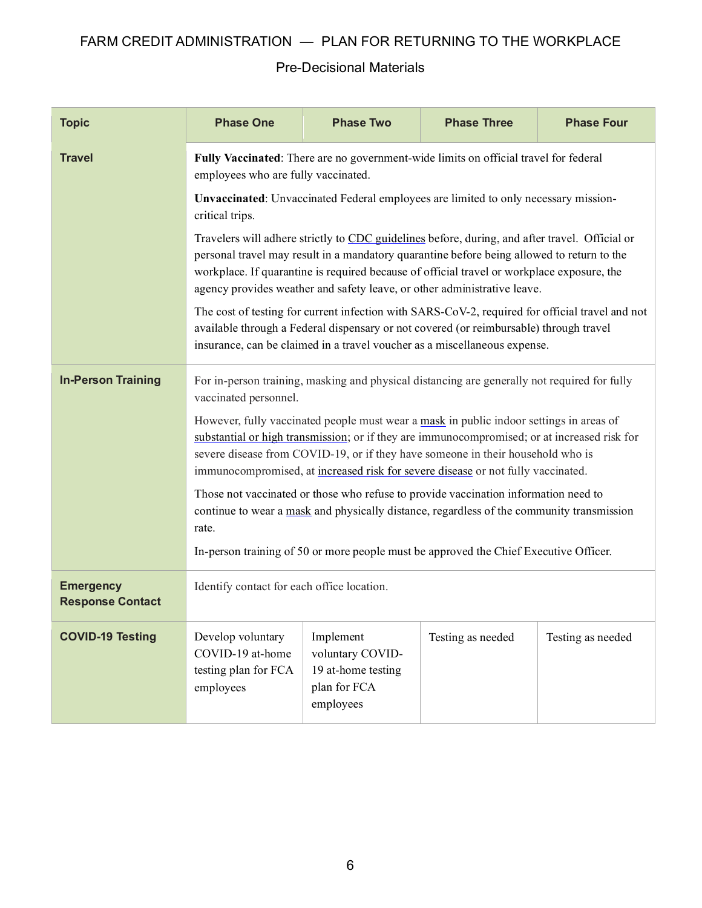| Topic | Phase One | Phase Two | Phase Three | Phase Four |
|---|---|---|---|---|
| **Travel** | **Fully Vaccinated**: There are no government-wide limits on official travel for federal employees who are fully vaccinated.<br><br>**Unvaccinated**: Unvaccinated Federal employees are limited to only necessary mission-critical trips.<br><br>Travelers will adhere strictly to CDC guidelines before, during, and after travel. Official or personal travel may result in a mandatory quarantine before being allowed to return to the workplace. If quarantine is required because of official travel or workplace exposure, the agency provides weather and safety leave, or other administrative leave.<br><br>The cost of testing for current infection with SARS-CoV-2, required for official travel and not available through a Federal dispensary or not covered (or reimbursable) through travel insurance, can be claimed in a travel voucher as a miscellaneous expense. | | | |
| **In-Person Training** | For in-person training, masking and physical distancing are generally not required for fully vaccinated personnel.<br><br>However, fully vaccinated people must wear a mask in public indoor settings in areas of substantial or high transmission; or if they are immunocompromised; or at increased risk for severe disease from COVID-19, or if they have someone in their household who is immunocompromised, at increased risk for severe disease or not fully vaccinated.<br><br>Those not vaccinated or those who refuse to provide vaccination information need to continue to wear a mask and physically distance, regardless of the community transmission rate.<br><br>In-person training of 50 or more people must be approved the Chief Executive Officer. | | | |
| **Emergency Response Contact** | Identify contact for each office location. | | | |
| **COVID-19 Testing** | Develop voluntary COVID-19 at-home testing plan for FCA employees | Implement voluntary COVID-19 at-home testing plan for FCA employees | Testing as needed | Testing as needed |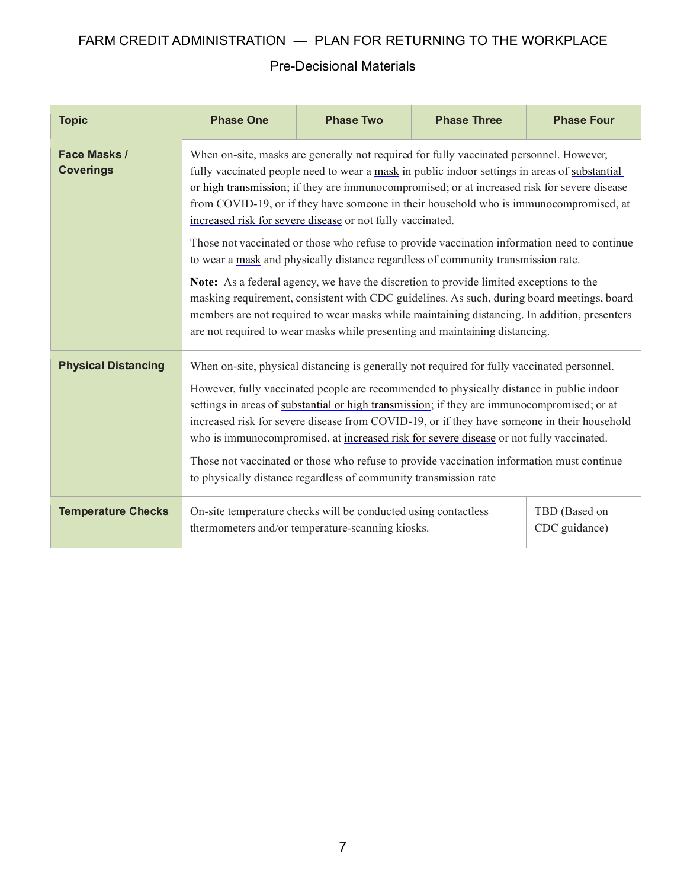| Topic | Phase One | Phase Two | Phase Three | Phase Four |
|---|---|---|---|---|
| **Face Masks / Coverings** | When on-site, masks are generally not required for fully vaccinated personnel. However, fully vaccinated people need to wear a mask in public indoor settings in areas of substantial or high transmission; if they are immunocompromised; or at increased risk for severe disease from COVID-19, or if they have someone in their household who is immunocompromised, at increased risk for severe disease or not fully vaccinated.<br><br>Those not vaccinated or those who refuse to provide vaccination information need to continue to wear a mask and physically distance regardless of community transmission rate.<br><br>**Note:** As a federal agency, we have the discretion to provide limited exceptions to the masking requirement, consistent with CDC guidelines. As such, during board meetings, board members are not required to wear masks while maintaining distancing. In addition, presenters are not required to wear masks while presenting and maintaining distancing. | | | |
| **Physical Distancing** | When on-site, physical distancing is generally not required for fully vaccinated personnel.<br><br>However, fully vaccinated people are recommended to physically distance in public indoor settings in areas of substantial or high transmission; if they are immunocompromised; or at increased risk for severe disease from COVID-19, or if they have someone in their household who is immunocompromised, at increased risk for severe disease or not fully vaccinated.<br><br>Those not vaccinated or those who refuse to provide vaccination information must continue to physically distance regardless of community transmission rate | | | |
| **Temperature Checks** | On-site temperature checks will be conducted using contactless thermometers and/or temperature-scanning kiosks. | | | TBD (Based on CDC guidance) |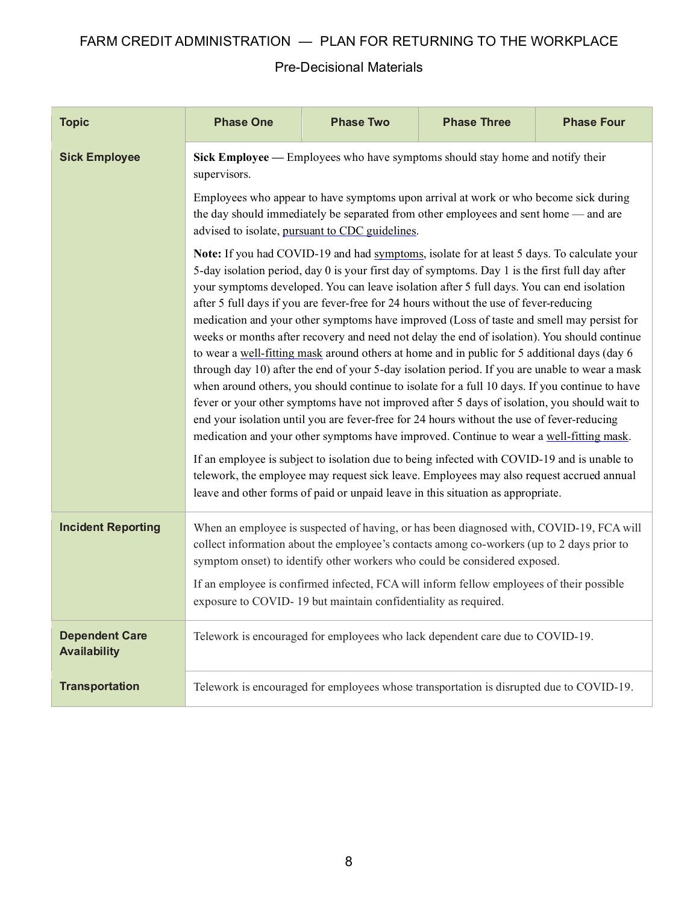| Topic | Phase One | Phase Two | Phase Three | Phase Four |
|---|---|---|---|---|
| **Sick Employee** | **Sick Employee —** Employees who have symptoms should stay home and notify their supervisors.<br><br>Employees who appear to have symptoms upon arrival at work or who become sick during the day should immediately be separated from other employees and sent home — and are advised to isolate, pursuant to CDC guidelines.<br><br>**Note:** If you had COVID-19 and had symptoms, isolate for at least 5 days. To calculate your 5-day isolation period, day 0 is your first day of symptoms. Day 1 is the first full day after your symptoms developed. You can leave isolation after 5 full days. You can end isolation after 5 full days if you are fever-free for 24 hours without the use of fever-reducing medication and your other symptoms have improved (Loss of taste and smell may persist for weeks or months after recovery and need not delay the end of isolation). You should continue to wear a well-fitting mask around others at home and in public for 5 additional days (day 6 through day 10) after the end of your 5-day isolation period. If you are unable to wear a mask when around others, you should continue to isolate for a full 10 days. If you continue to have fever or your other symptoms have not improved after 5 days of isolation, you should wait to end your isolation until you are fever-free for 24 hours without the use of fever-reducing medication and your other symptoms have improved. Continue to wear a well-fitting mask.<br><br>If an employee is subject to isolation due to being infected with COVID-19 and is unable to telework, the employee may request sick leave. Employees may also request accrued annual leave and other forms of paid or unpaid leave in this situation as appropriate. | | | |
| **Incident Reporting** | When an employee is suspected of having, or has been diagnosed with, COVID-19, FCA will collect information about the employee's contacts among co-workers (up to 2 days prior to symptom onset) to identify other workers who could be considered exposed.<br><br>If an employee is confirmed infected, FCA will inform fellow employees of their possible exposure to COVID- 19 but maintain confidentiality as required. | | | |
| **Dependent Care Availability** | Telework is encouraged for employees who lack dependent care due to COVID-19. | | | |
| **Transportation** | Telework is encouraged for employees whose transportation is disrupted due to COVID-19. | | | |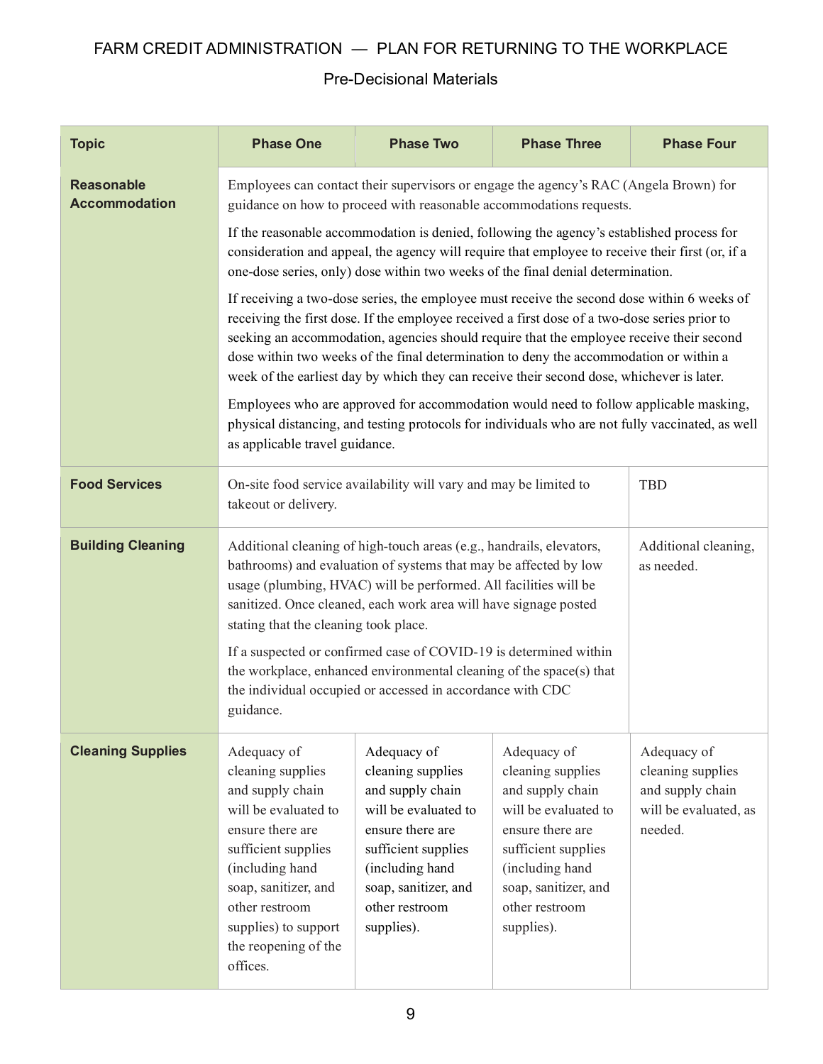| Topic | Phase One | Phase Two | Phase Three | Phase Four |
|---|---|---|---|---|
| **Reasonable Accommodation** | Employees can contact their supervisors or engage the agency's RAC (Angela Brown) for guidance on how to proceed with reasonable accommodations requests.<br><br>If the reasonable accommodation is denied, following the agency's established process for consideration and appeal, the agency will require that employee to receive their first (or, if a one-dose series, only) dose within two weeks of the final denial determination.<br><br>If receiving a two-dose series, the employee must receive the second dose within 6 weeks of receiving the first dose. If the employee received a first dose of a two-dose series prior to seeking an accommodation, agencies should require that the employee receive their second dose within two weeks of the final determination to deny the accommodation or within a week of the earliest day by which they can receive their second dose, whichever is later.<br><br>Employees who are approved for accommodation would need to follow applicable masking, physical distancing, and testing protocols for individuals who are not fully vaccinated, as well as applicable travel guidance. | | | |
| **Food Services** | On-site food service availability will vary and may be limited to takeout or delivery. | | | TBD |
| **Building Cleaning** | Additional cleaning of high-touch areas (e.g., handrails, elevators, bathrooms) and evaluation of systems that may be affected by low usage (plumbing, HVAC) will be performed. All facilities will be sanitized. Once cleaned, each work area will have signage posted stating that the cleaning took place.<br><br>If a suspected or confirmed case of COVID-19 is determined within the workplace, enhanced environmental cleaning of the space(s) that the individual occupied or accessed in accordance with CDC guidance. | | | Additional cleaning, as needed. |
| **Cleaning Supplies** | Adequacy of cleaning supplies and supply chain will be evaluated to ensure there are sufficient supplies (including hand soap, sanitizer, and other restroom supplies) to support the reopening of the offices. | Adequacy of cleaning supplies and supply chain will be evaluated to ensure there are sufficient supplies (including hand soap, sanitizer, and other restroom supplies). | Adequacy of cleaning supplies and supply chain will be evaluated to ensure there are sufficient supplies (including hand soap, sanitizer, and other restroom supplies). | Adequacy of cleaning supplies and supply chain will be evaluated, as needed. |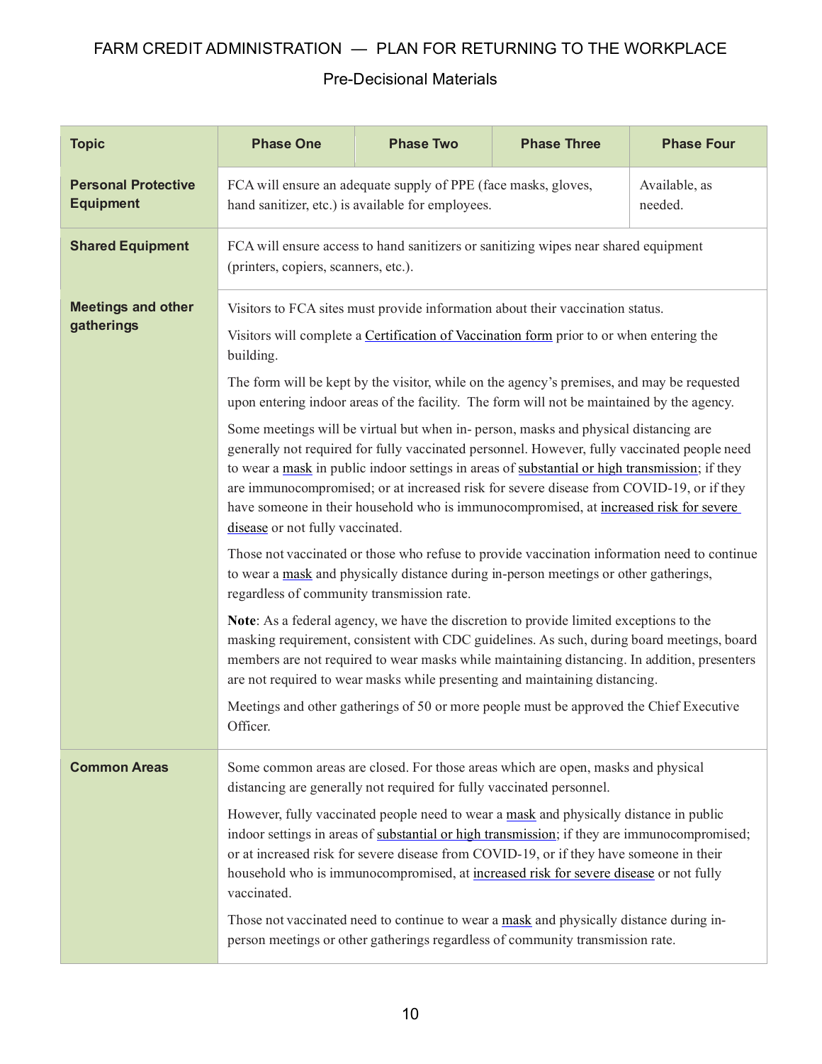| Topic | Phase One | Phase Two | Phase Three | Phase Four |
|---|---|---|---|---|
| **Personal Protective Equipment** | FCA will ensure an adequate supply of PPE (face masks, gloves, hand sanitizer, etc.) is available for employees. | | | Available, as needed. |
| **Shared Equipment** | FCA will ensure access to hand sanitizers or sanitizing wipes near shared equipment (printers, copiers, scanners, etc.). | | | |
| **Meetings and other gatherings** | Visitors to FCA sites must provide information about their vaccination status.<br><br>Visitors will complete a Certification of Vaccination form prior to or when entering the building.<br><br>The form will be kept by the visitor, while on the agency's premises, and may be requested upon entering indoor areas of the facility. The form will not be maintained by the agency.<br><br>Some meetings will be virtual but when in- person, masks and physical distancing are generally not required for fully vaccinated personnel. However, fully vaccinated people need to wear a mask in public indoor settings in areas of substantial or high transmission; if they are immunocompromised; or at increased risk for severe disease from COVID-19, or if they have someone in their household who is immunocompromised, at increased risk for severe disease or not fully vaccinated.<br><br>Those not vaccinated or those who refuse to provide vaccination information need to continue to wear a mask and physically distance during in-person meetings or other gatherings, regardless of community transmission rate.<br><br>**Note**: As a federal agency, we have the discretion to provide limited exceptions to the masking requirement, consistent with CDC guidelines. As such, during board meetings, board members are not required to wear masks while maintaining distancing. In addition, presenters are not required to wear masks while presenting and maintaining distancing.<br><br>Meetings and other gatherings of 50 or more people must be approved the Chief Executive Officer. | | | |
| **Common Areas** | Some common areas are closed. For those areas which are open, masks and physical distancing are generally not required for fully vaccinated personnel.<br><br>However, fully vaccinated people need to wear a mask and physically distance in public indoor settings in areas of substantial or high transmission; if they are immunocompromised; or at increased risk for severe disease from COVID-19, or if they have someone in their household who is immunocompromised, at increased risk for severe disease or not fully vaccinated.<br><br>Those not vaccinated need to continue to wear a mask and physically distance during in-person meetings or other gatherings regardless of community transmission rate. | | | |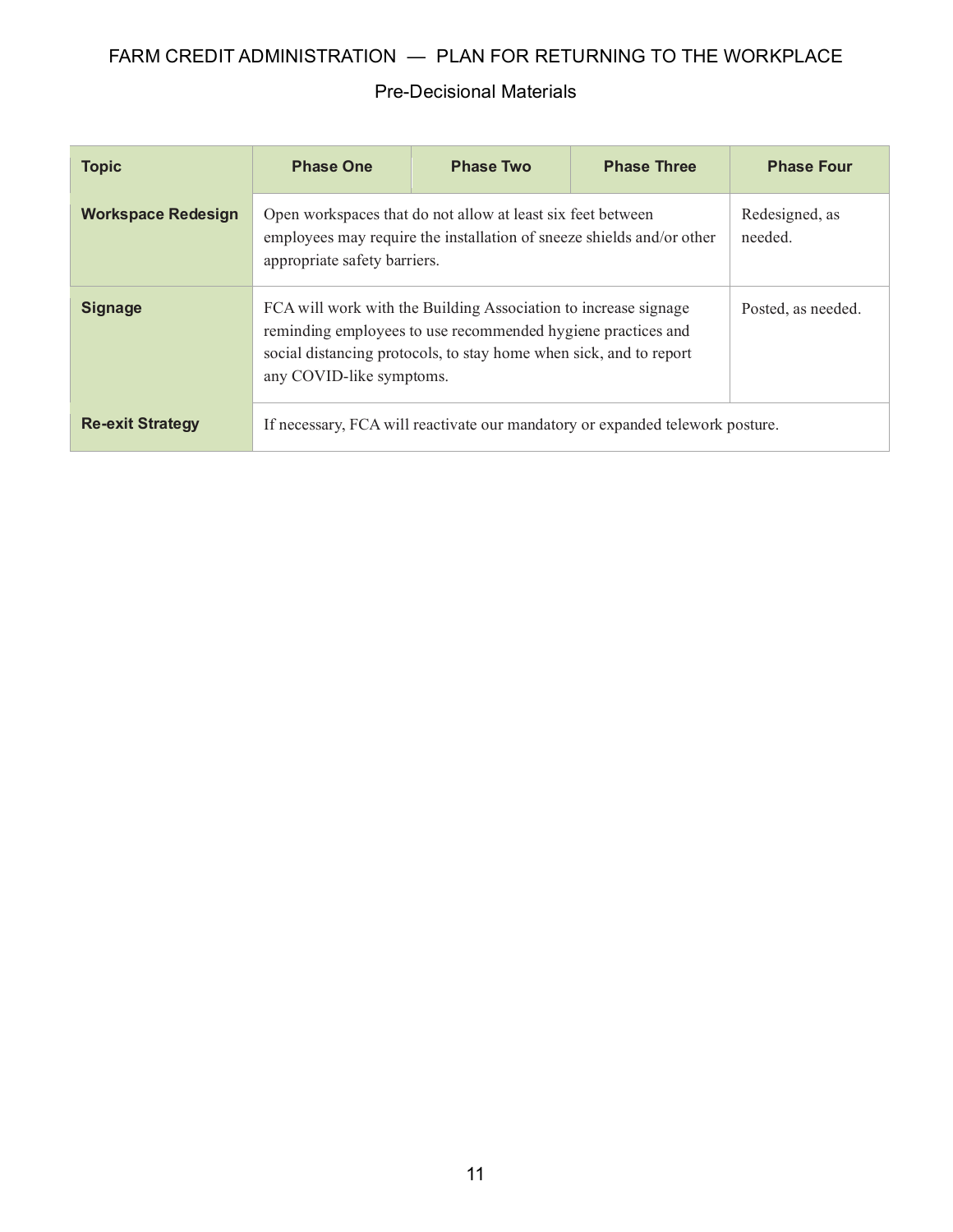| Topic | Phase One | Phase Two | Phase Three | Phase Four |
| --- | --- | --- | --- | --- |
| **Workspace Redesign** | Open workspaces that do not allow at least six feet between employees may require the installation of sneeze shields and/or other appropriate safety barriers. | | | Redesigned, as needed. |
| **Signage** | FCA will work with the Building Association to increase signage reminding employees to use recommended hygiene practices and social distancing protocols, to stay home when sick, and to report any COVID-like symptoms. | | | Posted, as needed. |
| **Re-exit Strategy** | If necessary, FCA will reactivate our mandatory or expanded telework posture. | | | |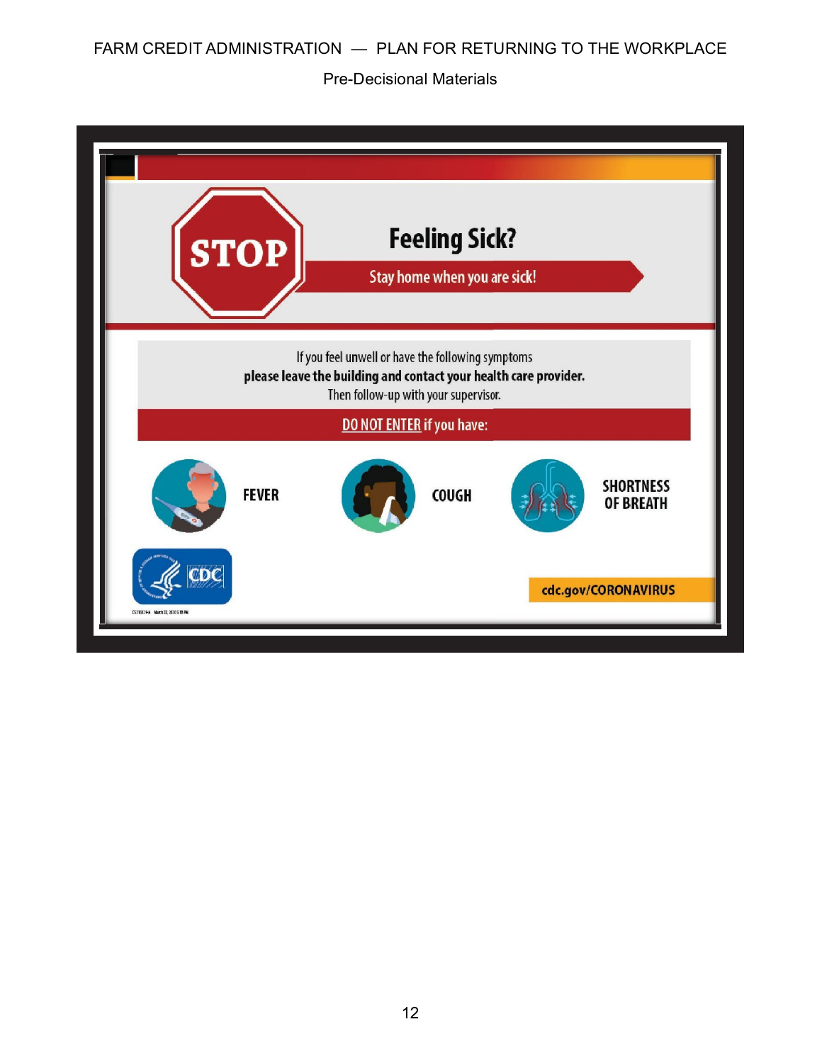STOP

# Feeling Sick?

**Stay home when you are sick!**

If you feel unwell or have the following symptoms
**please leave the building and contact your health care provider.**
Then follow-up with your supervisor.

**DO NOT ENTER if you have:**

- **FEVER**
- **COUGH**
- **SHORTNESS OF BREATH**

CDC

**cdc.gov/CORONAVIRUS**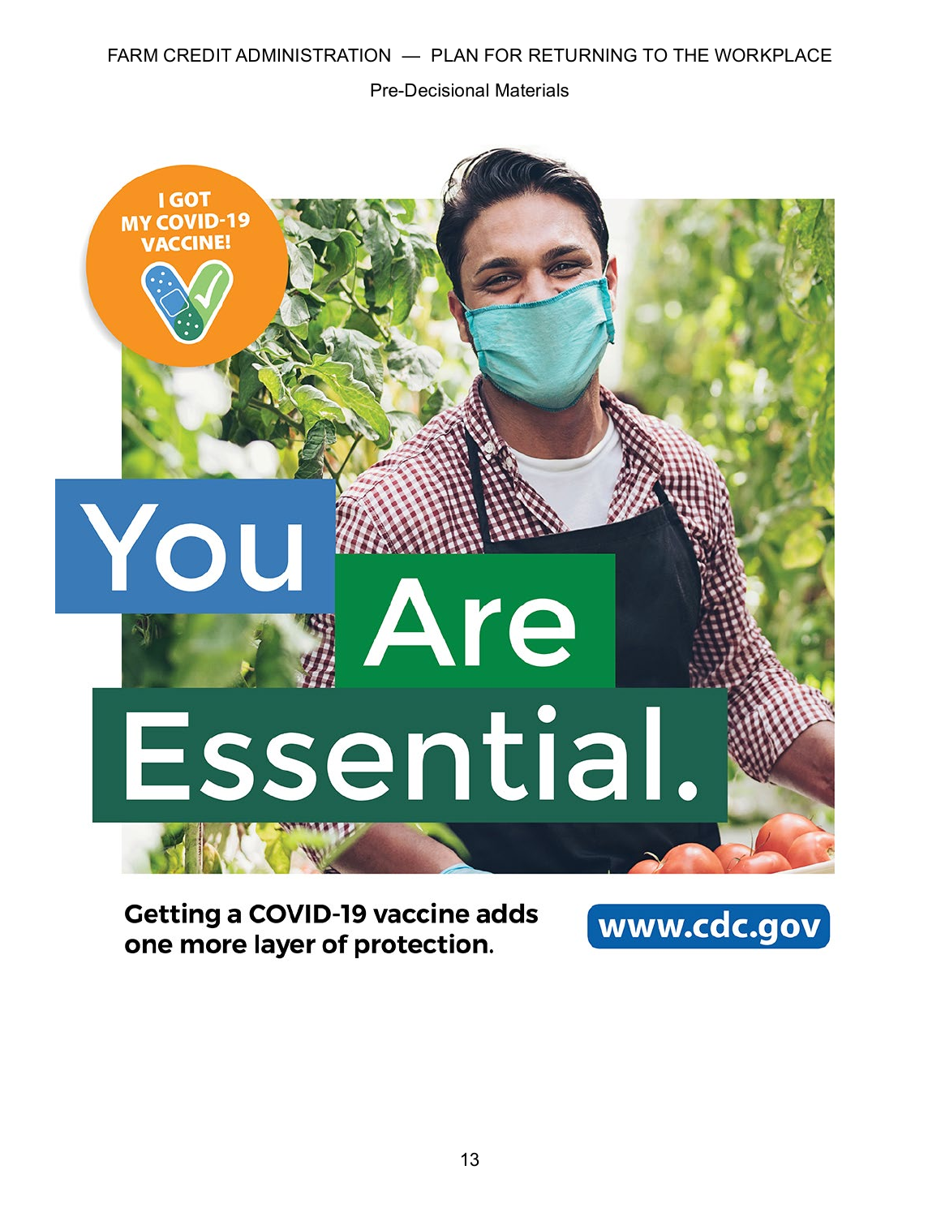I GOT MY COVID-19 VACCINE!

# You Are Essential.

**Getting a COVID-19 vaccine adds one more layer of protection.**

**www.cdc.gov**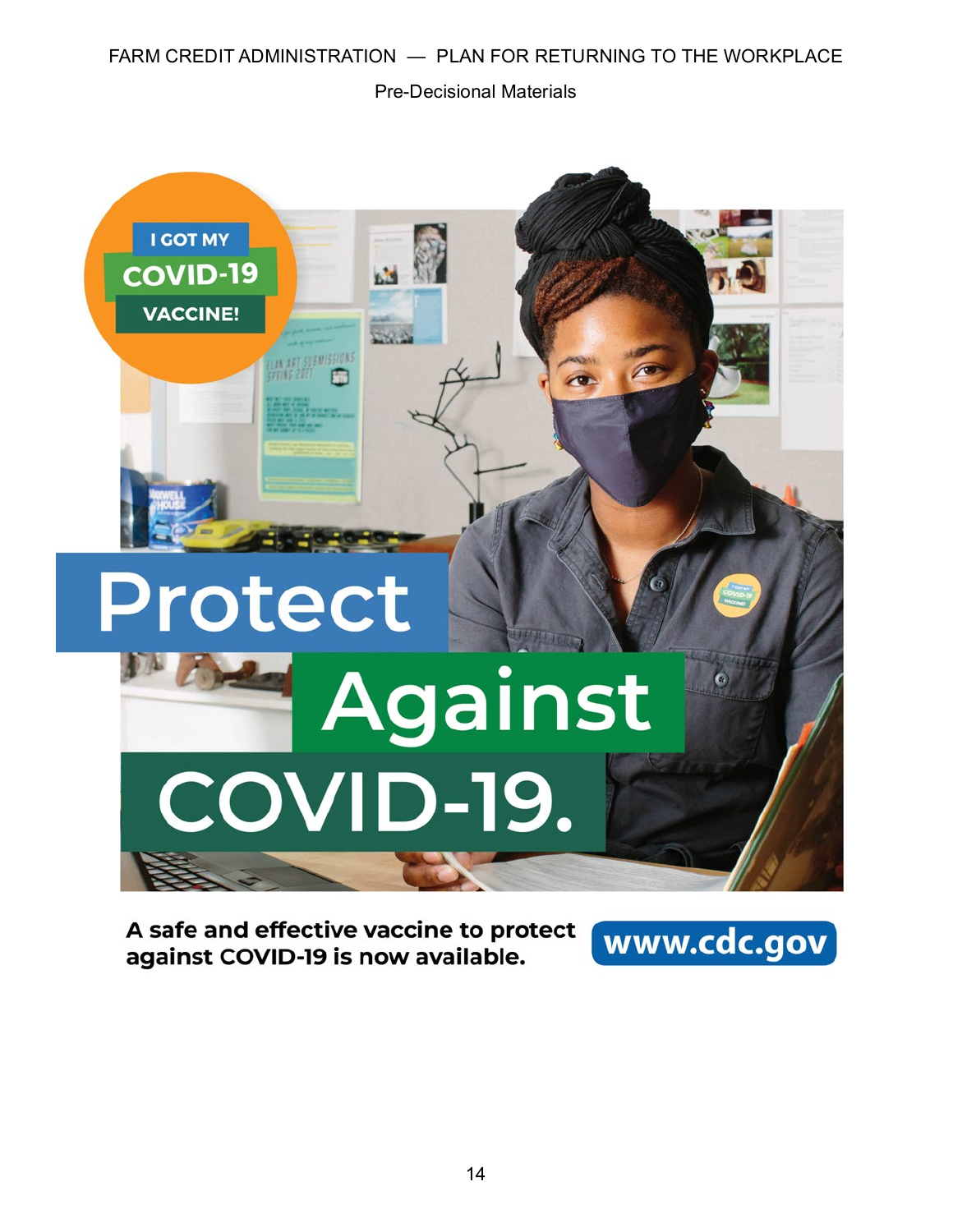Pre-Decisional Materials

I GOT MY COVID-19 VACCINE!

Protect Against COVID-19.

A safe and effective vaccine to protect against COVID-19 is now available.

www.cdc.gov